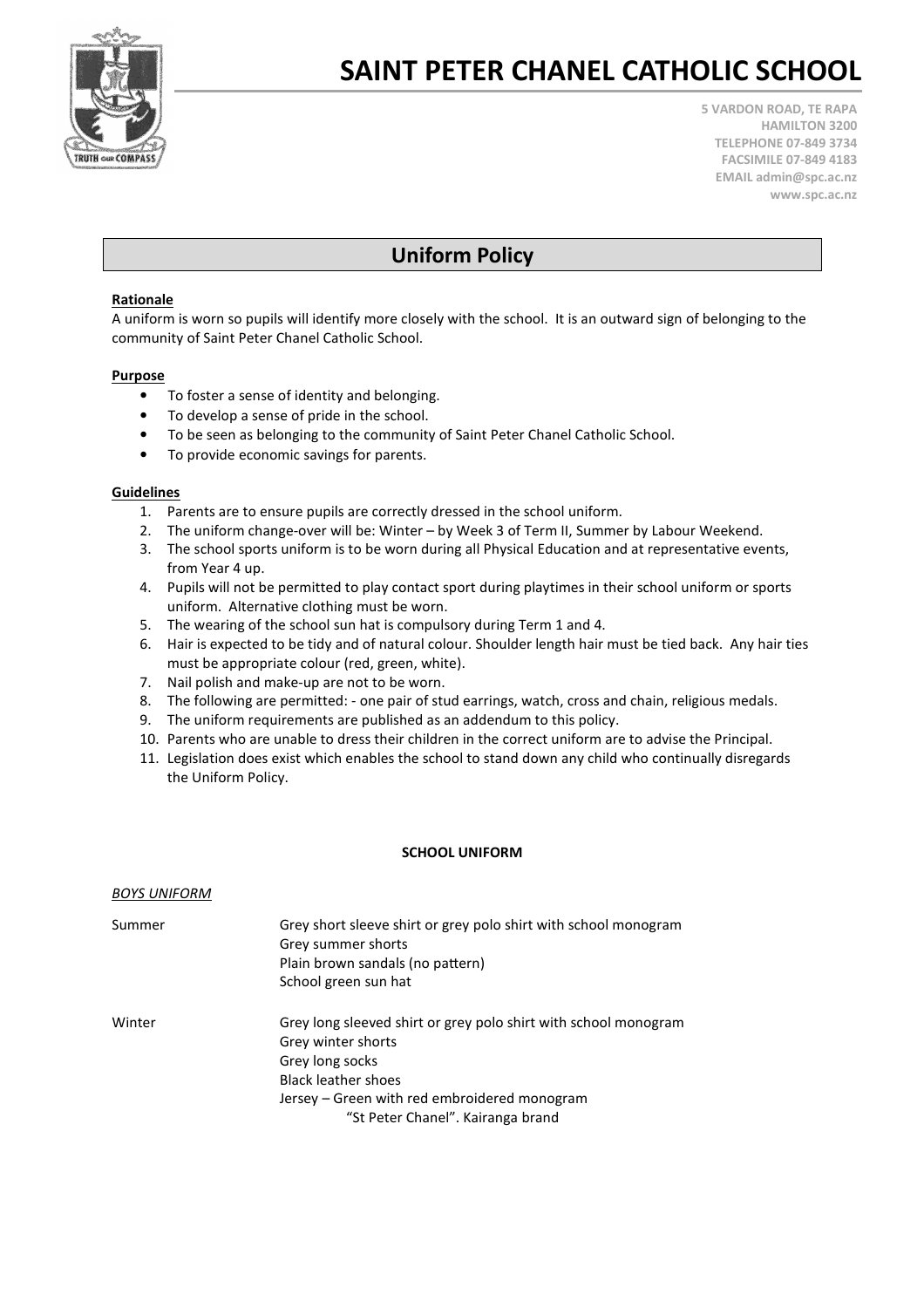# SAINT PETER CHANEL CATHOLIC SCHOOL

5 VARDON ROAD, TE RAPA
HAMILTON 3200
TELEPHONE 07-849 3734
FACSIMILE 07-849 4183
EMAIL admin@spc.ac.nz
www.spc.ac.nz

## Uniform Policy

**Rationale**

A uniform is worn so pupils will identify more closely with the school. It is an outward sign of belonging to the community of Saint Peter Chanel Catholic School.

**Purpose**

- To foster a sense of identity and belonging.
- To develop a sense of pride in the school.
- To be seen as belonging to the community of Saint Peter Chanel Catholic School.
- To provide economic savings for parents.

**Guidelines**

1. Parents are to ensure pupils are correctly dressed in the school uniform.
2. The uniform change-over will be: Winter – by Week 3 of Term II, Summer by Labour Weekend.
3. The school sports uniform is to be worn during all Physical Education and at representative events, from Year 4 up.
4. Pupils will not be permitted to play contact sport during playtimes in their school uniform or sports uniform. Alternative clothing must be worn.
5. The wearing of the school sun hat is compulsory during Term 1 and 4.
6. Hair is expected to be tidy and of natural colour. Shoulder length hair must be tied back. Any hair ties must be appropriate colour (red, green, white).
7. Nail polish and make-up are not to be worn.
8. The following are permitted: - one pair of stud earrings, watch, cross and chain, religious medals.
9. The uniform requirements are published as an addendum to this policy.
10. Parents who are unable to dress their children in the correct uniform are to advise the Principal.
11. Legislation does exist which enables the school to stand down any child who continually disregards the Uniform Policy.

**SCHOOL UNIFORM**

*BOYS UNIFORM*

Summer
- Grey short sleeve shirt or grey polo shirt with school monogram
- Grey summer shorts
- Plain brown sandals (no pattern)
- School green sun hat

Winter
- Grey long sleeved shirt or grey polo shirt with school monogram
- Grey winter shorts
- Grey long socks
- Black leather shoes
- Jersey – Green with red embroidered monogram "St Peter Chanel". Kairanga brand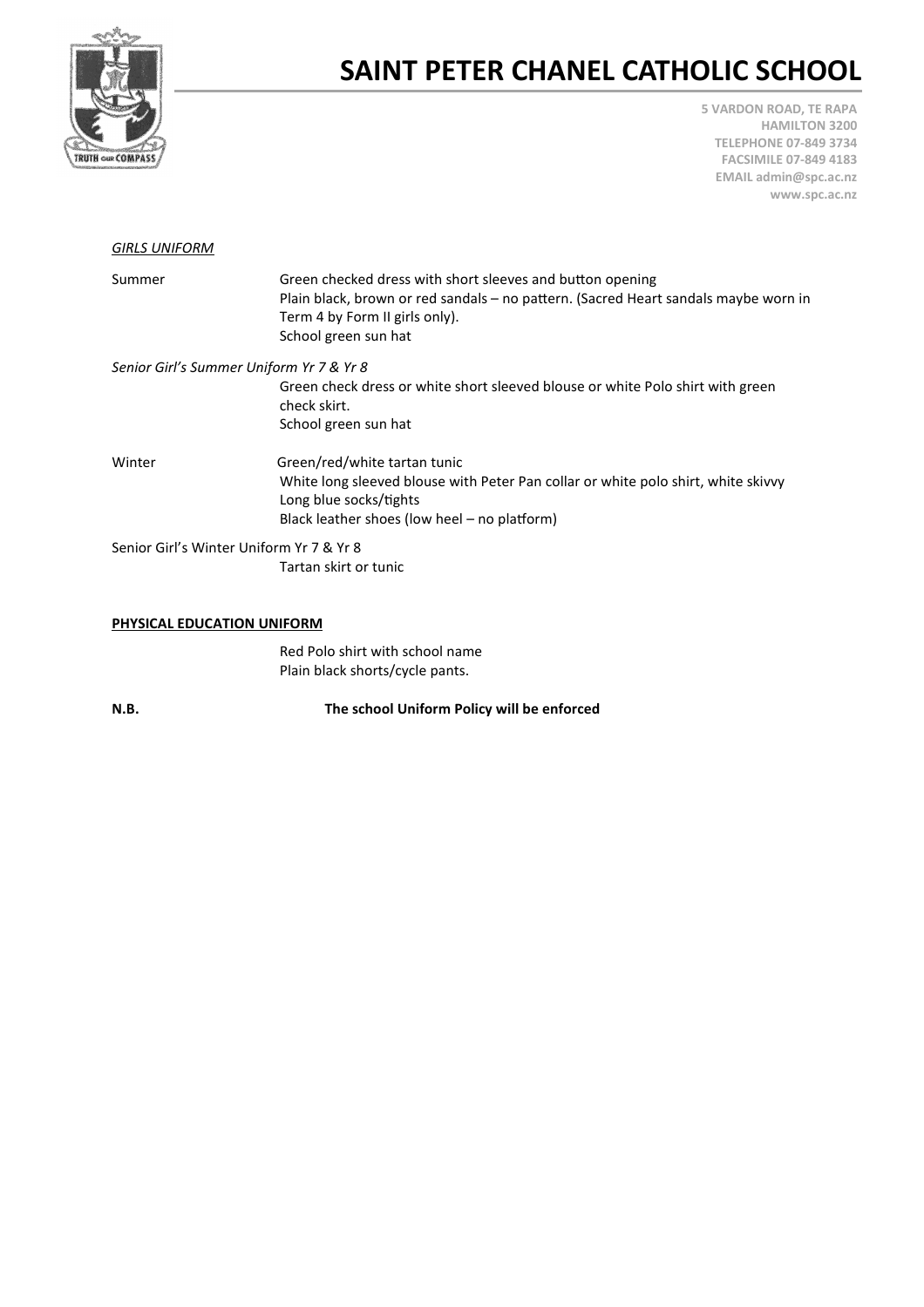# SAINT PETER CHANEL CATHOLIC SCHOOL

5 VARDON ROAD, TE RAPA
HAMILTON 3200
TELEPHONE 07-849 3734
FACSIMILE 07-849 4183
EMAIL admin@spc.ac.nz
www.spc.ac.nz

*GIRLS UNIFORM*

Summer

Green checked dress with short sleeves and button opening
Plain black, brown or red sandals – no pattern. (Sacred Heart sandals maybe worn in Term 4 by Form II girls only).
School green sun hat

*Senior Girl's Summer Uniform Yr 7 & Yr 8*

Green check dress or white short sleeved blouse or white Polo shirt with green check skirt.
School green sun hat

Winter

Green/red/white tartan tunic
White long sleeved blouse with Peter Pan collar or white polo shirt, white skivvy
Long blue socks/tights
Black leather shoes (low heel – no platform)

Senior Girl's Winter Uniform Yr 7 & Yr 8

Tartan skirt or tunic

**PHYSICAL EDUCATION UNIFORM**

Red Polo shirt with school name
Plain black shorts/cycle pants.

**N.B.** **The school Uniform Policy will be enforced**